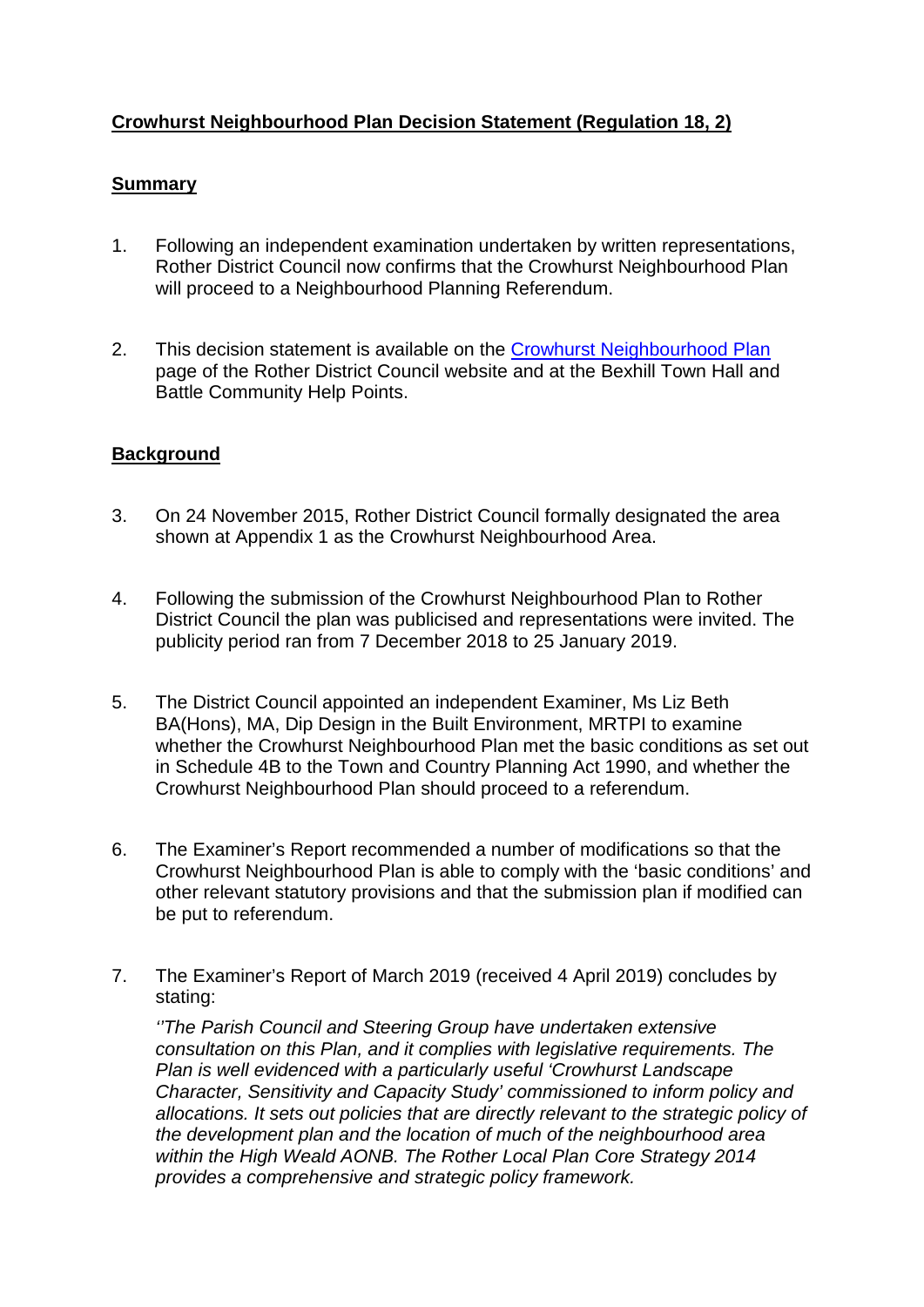# **Crowhurst Neighbourhood Plan Decision Statement (Regulation 18, 2)**

## **Summary**

1. Following an independent examination undertaken by written representations, Rother District Council now confirms that the Crowhurst Neighbourhood Plan will proceed to a Neighbourhood Planning Referendum.

2. This decision statement is available on the Crowhurst Neighbourhood Plan page of the Rother District Council website and at the Bexhill Town Hall and Battle Community Help Points.

## **Background**

3. On 24 November 2015, Rother District Council formally designated the area shown at Appendix 1 as the Crowhurst Neighbourhood Area.

4. Following the submission of the Crowhurst Neighbourhood Plan to Rother District Council the plan was publicised and representations were invited. The publicity period ran from 7 December 2018 to 25 January 2019.

5. The District Council appointed an independent Examiner, Ms Liz Beth BA(Hons), MA, Dip Design in the Built Environment, MRTPI to examine whether the Crowhurst Neighbourhood Plan met the basic conditions as set out in Schedule 4B to the Town and Country Planning Act 1990, and whether the Crowhurst Neighbourhood Plan should proceed to a referendum.

6. The Examiner's Report recommended a number of modifications so that the Crowhurst Neighbourhood Plan is able to comply with the 'basic conditions' and other relevant statutory provisions and that the submission plan if modified can be put to referendum.

7. The Examiner's Report of March 2019 (received 4 April 2019) concludes by stating:

   *''The Parish Council and Steering Group have undertaken extensive consultation on this Plan, and it complies with legislative requirements. The Plan is well evidenced with a particularly useful 'Crowhurst Landscape Character, Sensitivity and Capacity Study' commissioned to inform policy and allocations. It sets out policies that are directly relevant to the strategic policy of the development plan and the location of much of the neighbourhood area within the High Weald AONB. The Rother Local Plan Core Strategy 2014 provides a comprehensive and strategic policy framework.*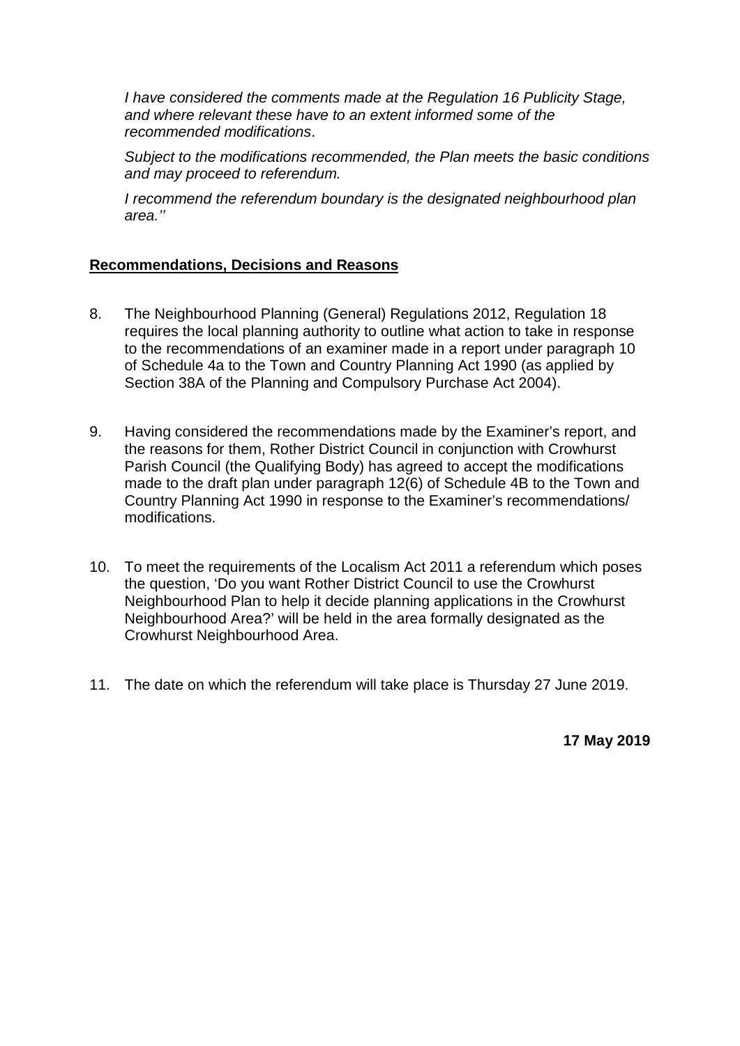*I have considered the comments made at the Regulation 16 Publicity Stage, and where relevant these have to an extent informed some of the recommended modifications*.

*Subject to the modifications recommended, the Plan meets the basic conditions and may proceed to referendum.*

*I recommend the referendum boundary is the designated neighbourhood plan area.''*

**<u>Recommendations, Decisions and Reasons</u>**

8. The Neighbourhood Planning (General) Regulations 2012, Regulation 18 requires the local planning authority to outline what action to take in response to the recommendations of an examiner made in a report under paragraph 10 of Schedule 4a to the Town and Country Planning Act 1990 (as applied by Section 38A of the Planning and Compulsory Purchase Act 2004).

9. Having considered the recommendations made by the Examiner's report, and the reasons for them, Rother District Council in conjunction with Crowhurst Parish Council (the Qualifying Body) has agreed to accept the modifications made to the draft plan under paragraph 12(6) of Schedule 4B to the Town and Country Planning Act 1990 in response to the Examiner's recommendations/ modifications.

10. To meet the requirements of the Localism Act 2011 a referendum which poses the question, 'Do you want Rother District Council to use the Crowhurst Neighbourhood Plan to help it decide planning applications in the Crowhurst Neighbourhood Area?' will be held in the area formally designated as the Crowhurst Neighbourhood Area.

11. The date on which the referendum will take place is Thursday 27 June 2019.

**17 May 2019**